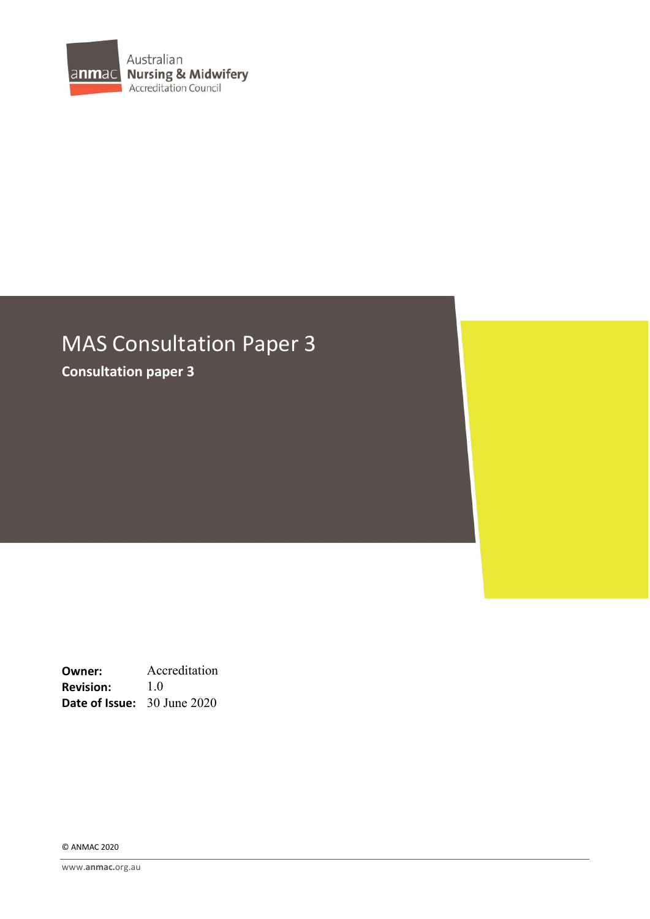Australian
**Nursing & Midwifery**
Accreditation Council

# MAS Consultation Paper 3

**Consultation paper 3**

**Owner:** Accreditation
**Revision:** 1.0
**Date of Issue:** 30 June 2020

© ANMAC 2020

www.anmac.org.au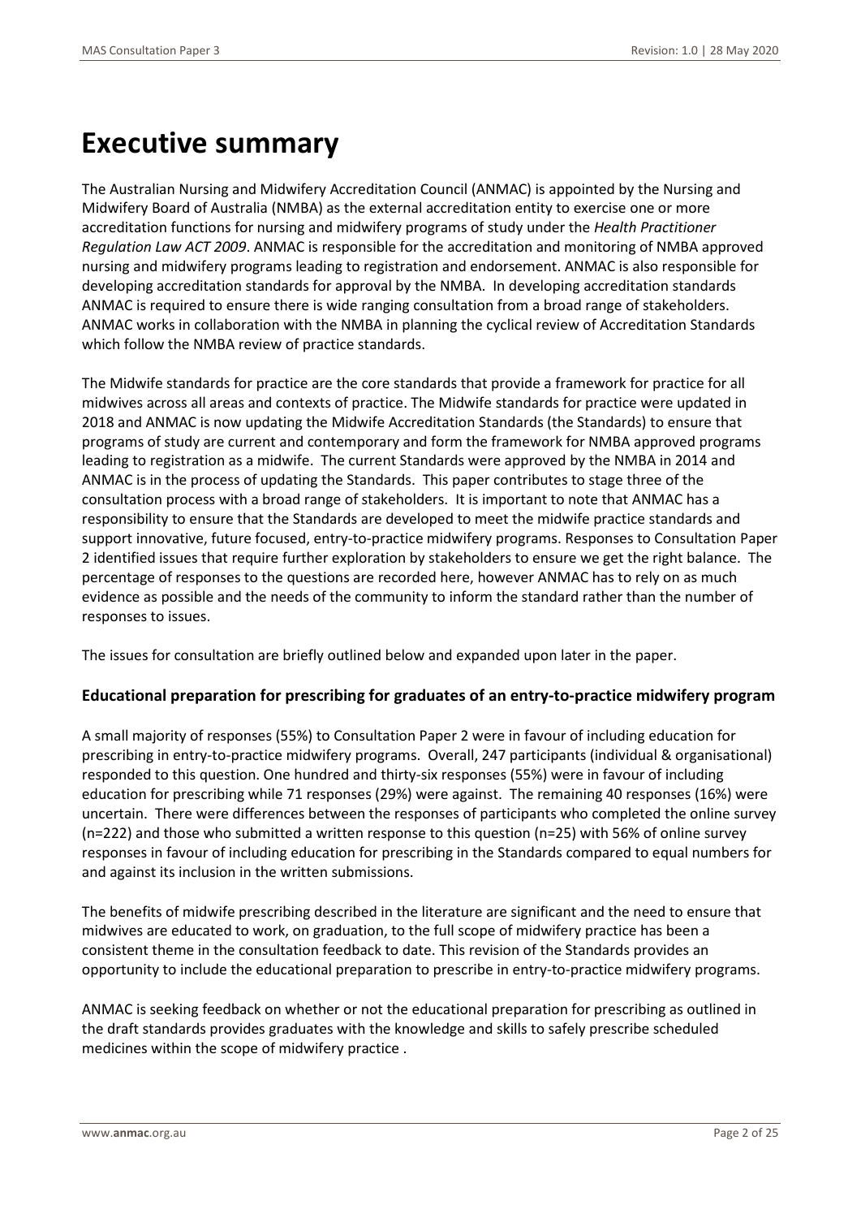# Executive summary

The Australian Nursing and Midwifery Accreditation Council (ANMAC) is appointed by the Nursing and Midwifery Board of Australia (NMBA) as the external accreditation entity to exercise one or more accreditation functions for nursing and midwifery programs of study under the *Health Practitioner Regulation Law ACT 2009*. ANMAC is responsible for the accreditation and monitoring of NMBA approved nursing and midwifery programs leading to registration and endorsement. ANMAC is also responsible for developing accreditation standards for approval by the NMBA. In developing accreditation standards ANMAC is required to ensure there is wide ranging consultation from a broad range of stakeholders. ANMAC works in collaboration with the NMBA in planning the cyclical review of Accreditation Standards which follow the NMBA review of practice standards.

The Midwife standards for practice are the core standards that provide a framework for practice for all midwives across all areas and contexts of practice. The Midwife standards for practice were updated in 2018 and ANMAC is now updating the Midwife Accreditation Standards (the Standards) to ensure that programs of study are current and contemporary and form the framework for NMBA approved programs leading to registration as a midwife. The current Standards were approved by the NMBA in 2014 and ANMAC is in the process of updating the Standards. This paper contributes to stage three of the consultation process with a broad range of stakeholders. It is important to note that ANMAC has a responsibility to ensure that the Standards are developed to meet the midwife practice standards and support innovative, future focused, entry-to-practice midwifery programs. Responses to Consultation Paper 2 identified issues that require further exploration by stakeholders to ensure we get the right balance. The percentage of responses to the questions are recorded here, however ANMAC has to rely on as much evidence as possible and the needs of the community to inform the standard rather than the number of responses to issues.

The issues for consultation are briefly outlined below and expanded upon later in the paper.

### Educational preparation for prescribing for graduates of an entry-to-practice midwifery program

A small majority of responses (55%) to Consultation Paper 2 were in favour of including education for prescribing in entry-to-practice midwifery programs. Overall, 247 participants (individual & organisational) responded to this question. One hundred and thirty-six responses (55%) were in favour of including education for prescribing while 71 responses (29%) were against. The remaining 40 responses (16%) were uncertain. There were differences between the responses of participants who completed the online survey (n=222) and those who submitted a written response to this question (n=25) with 56% of online survey responses in favour of including education for prescribing in the Standards compared to equal numbers for and against its inclusion in the written submissions.

The benefits of midwife prescribing described in the literature are significant and the need to ensure that midwives are educated to work, on graduation, to the full scope of midwifery practice has been a consistent theme in the consultation feedback to date. This revision of the Standards provides an opportunity to include the educational preparation to prescribe in entry-to-practice midwifery programs.

ANMAC is seeking feedback on whether or not the educational preparation for prescribing as outlined in the draft standards provides graduates with the knowledge and skills to safely prescribe scheduled medicines within the scope of midwifery practice .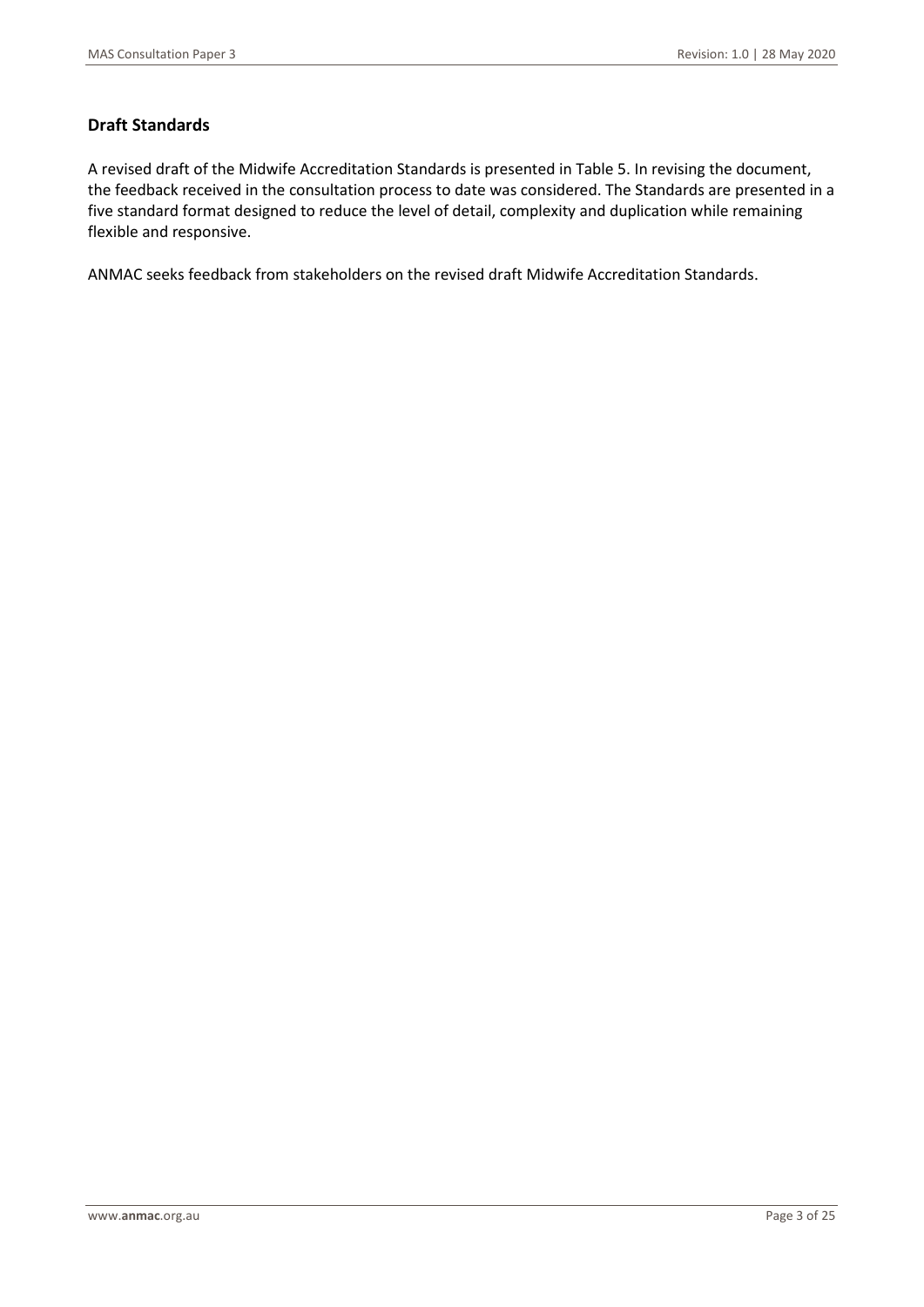## Draft Standards

A revised draft of the Midwife Accreditation Standards is presented in Table 5. In revising the document, the feedback received in the consultation process to date was considered. The Standards are presented in a five standard format designed to reduce the level of detail, complexity and duplication while remaining flexible and responsive.

ANMAC seeks feedback from stakeholders on the revised draft Midwife Accreditation Standards.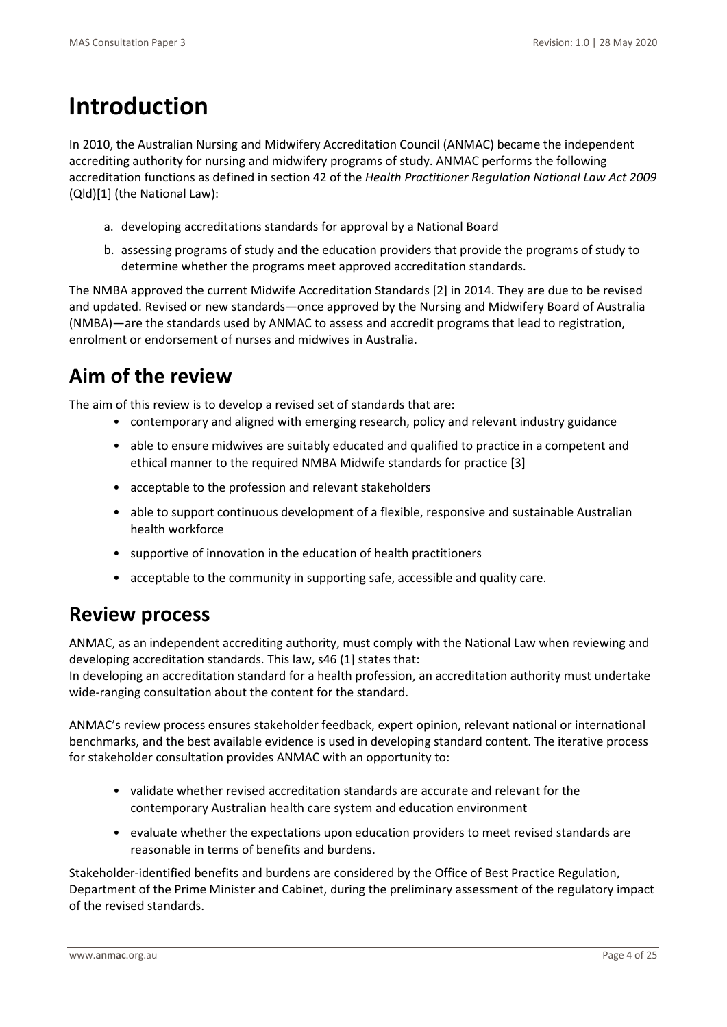# Introduction

In 2010, the Australian Nursing and Midwifery Accreditation Council (ANMAC) became the independent accrediting authority for nursing and midwifery programs of study. ANMAC performs the following accreditation functions as defined in section 42 of the *Health Practitioner Regulation National Law Act 2009* (Qld)[1] (the National Law):

a. developing accreditations standards for approval by a National Board
b. assessing programs of study and the education providers that provide the programs of study to determine whether the programs meet approved accreditation standards.

The NMBA approved the current Midwife Accreditation Standards [2] in 2014. They are due to be revised and updated. Revised or new standards—once approved by the Nursing and Midwifery Board of Australia (NMBA)—are the standards used by ANMAC to assess and accredit programs that lead to registration, enrolment or endorsement of nurses and midwives in Australia.

## Aim of the review

The aim of this review is to develop a revised set of standards that are:

- contemporary and aligned with emerging research, policy and relevant industry guidance
- able to ensure midwives are suitably educated and qualified to practice in a competent and ethical manner to the required NMBA Midwife standards for practice [3]
- acceptable to the profession and relevant stakeholders
- able to support continuous development of a flexible, responsive and sustainable Australian health workforce
- supportive of innovation in the education of health practitioners
- acceptable to the community in supporting safe, accessible and quality care.

## Review process

ANMAC, as an independent accrediting authority, must comply with the National Law when reviewing and developing accreditation standards. This law, s46 (1] states that:
In developing an accreditation standard for a health profession, an accreditation authority must undertake wide-ranging consultation about the content for the standard.

ANMAC's review process ensures stakeholder feedback, expert opinion, relevant national or international benchmarks, and the best available evidence is used in developing standard content. The iterative process for stakeholder consultation provides ANMAC with an opportunity to:

- validate whether revised accreditation standards are accurate and relevant for the contemporary Australian health care system and education environment
- evaluate whether the expectations upon education providers to meet revised standards are reasonable in terms of benefits and burdens.

Stakeholder-identified benefits and burdens are considered by the Office of Best Practice Regulation, Department of the Prime Minister and Cabinet, during the preliminary assessment of the regulatory impact of the revised standards.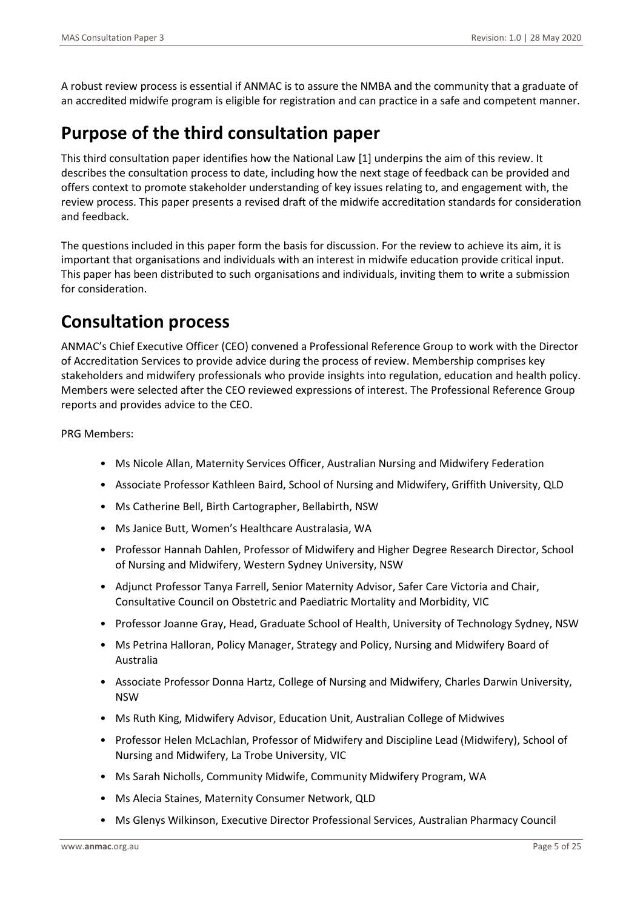A robust review process is essential if ANMAC is to assure the NMBA and the community that a graduate of an accredited midwife program is eligible for registration and can practice in a safe and competent manner.

## Purpose of the third consultation paper

This third consultation paper identifies how the National Law [1] underpins the aim of this review. It describes the consultation process to date, including how the next stage of feedback can be provided and offers context to promote stakeholder understanding of key issues relating to, and engagement with, the review process. This paper presents a revised draft of the midwife accreditation standards for consideration and feedback.

The questions included in this paper form the basis for discussion. For the review to achieve its aim, it is important that organisations and individuals with an interest in midwife education provide critical input. This paper has been distributed to such organisations and individuals, inviting them to write a submission for consideration.

## Consultation process

ANMAC's Chief Executive Officer (CEO) convened a Professional Reference Group to work with the Director of Accreditation Services to provide advice during the process of review. Membership comprises key stakeholders and midwifery professionals who provide insights into regulation, education and health policy. Members were selected after the CEO reviewed expressions of interest. The Professional Reference Group reports and provides advice to the CEO.

PRG Members:

- Ms Nicole Allan, Maternity Services Officer, Australian Nursing and Midwifery Federation
- Associate Professor Kathleen Baird, School of Nursing and Midwifery, Griffith University, QLD
- Ms Catherine Bell, Birth Cartographer, Bellabirth, NSW
- Ms Janice Butt, Women's Healthcare Australasia, WA
- Professor Hannah Dahlen, Professor of Midwifery and Higher Degree Research Director, School of Nursing and Midwifery, Western Sydney University, NSW
- Adjunct Professor Tanya Farrell, Senior Maternity Advisor, Safer Care Victoria and Chair, Consultative Council on Obstetric and Paediatric Mortality and Morbidity, VIC
- Professor Joanne Gray, Head, Graduate School of Health, University of Technology Sydney, NSW
- Ms Petrina Halloran, Policy Manager, Strategy and Policy, Nursing and Midwifery Board of Australia
- Associate Professor Donna Hartz, College of Nursing and Midwifery, Charles Darwin University, NSW
- Ms Ruth King, Midwifery Advisor, Education Unit, Australian College of Midwives
- Professor Helen McLachlan, Professor of Midwifery and Discipline Lead (Midwifery), School of Nursing and Midwifery, La Trobe University, VIC
- Ms Sarah Nicholls, Community Midwife, Community Midwifery Program, WA
- Ms Alecia Staines, Maternity Consumer Network, QLD
- Ms Glenys Wilkinson, Executive Director Professional Services, Australian Pharmacy Council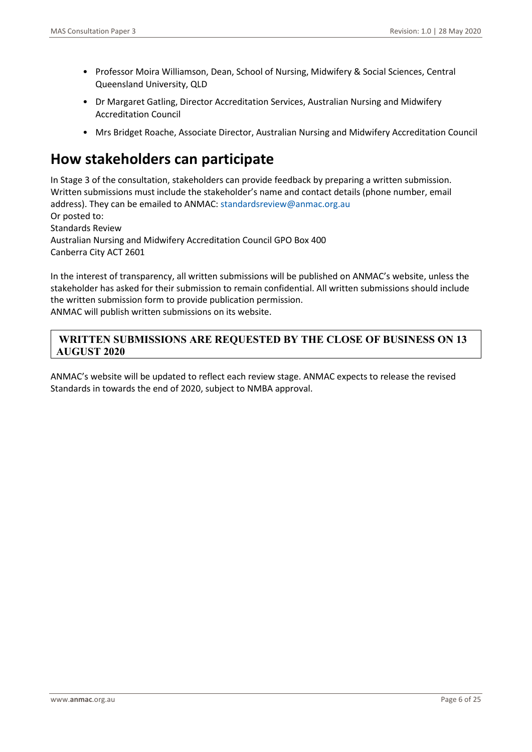- Professor Moira Williamson, Dean, School of Nursing, Midwifery & Social Sciences, Central Queensland University, QLD
- Dr Margaret Gatling, Director Accreditation Services, Australian Nursing and Midwifery Accreditation Council
- Mrs Bridget Roache, Associate Director, Australian Nursing and Midwifery Accreditation Council

# How stakeholders can participate

In Stage 3 of the consultation, stakeholders can provide feedback by preparing a written submission. Written submissions must include the stakeholder's name and contact details (phone number, email address). They can be emailed to ANMAC: standardsreview@anmac.org.au
Or posted to:
Standards Review
Australian Nursing and Midwifery Accreditation Council GPO Box 400
Canberra City ACT 2601

In the interest of transparency, all written submissions will be published on ANMAC's website, unless the stakeholder has asked for their submission to remain confidential. All written submissions should include the written submission form to provide publication permission.
ANMAC will publish written submissions on its website.

**WRITTEN SUBMISSIONS ARE REQUESTED BY THE CLOSE OF BUSINESS ON 13 AUGUST 2020**

ANMAC's website will be updated to reflect each review stage. ANMAC expects to release the revised Standards in towards the end of 2020, subject to NMBA approval.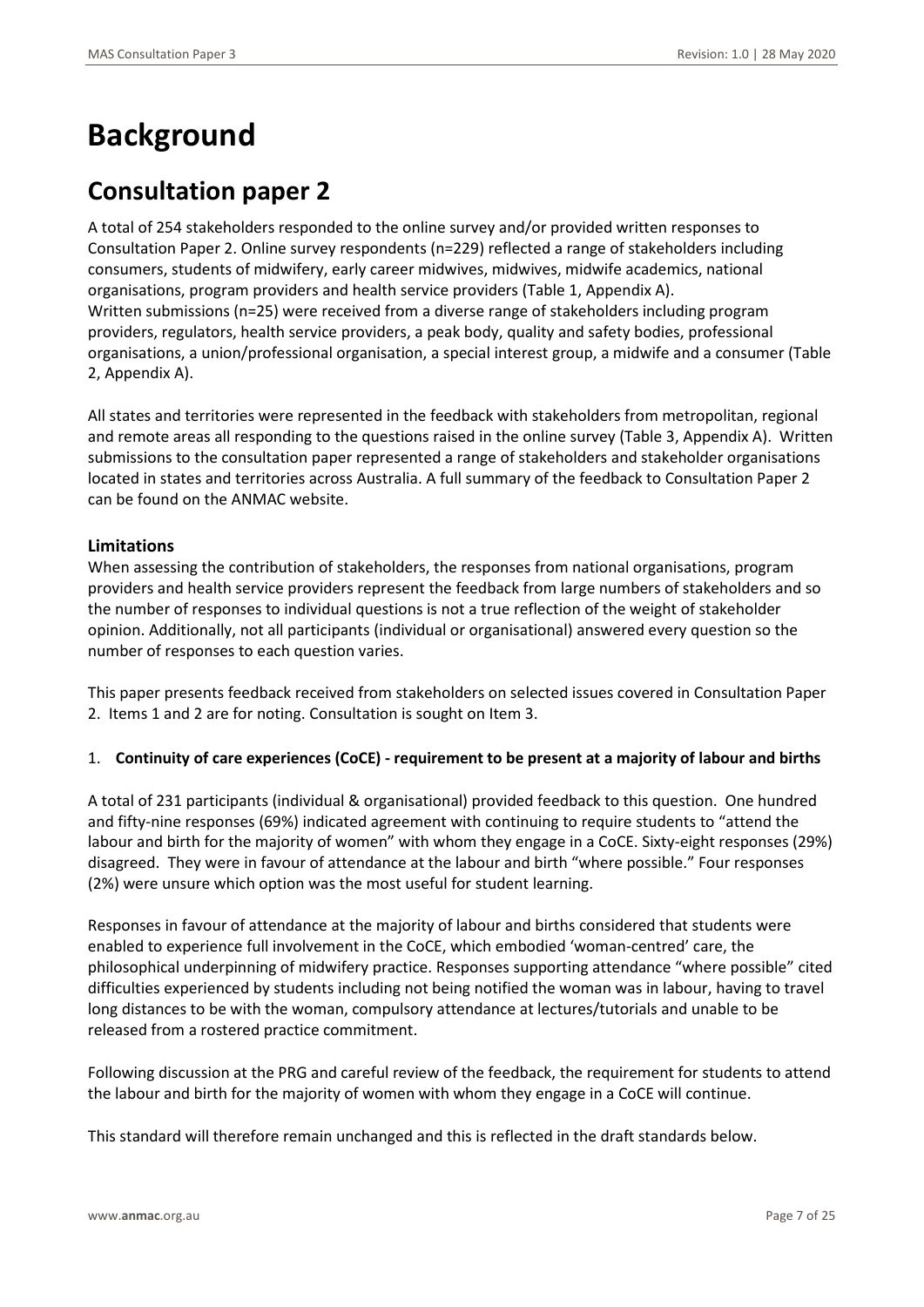# Background

## Consultation paper 2

A total of 254 stakeholders responded to the online survey and/or provided written responses to Consultation Paper 2. Online survey respondents (n=229) reflected a range of stakeholders including consumers, students of midwifery, early career midwives, midwives, midwife academics, national organisations, program providers and health service providers (Table 1, Appendix A). Written submissions (n=25) were received from a diverse range of stakeholders including program providers, regulators, health service providers, a peak body, quality and safety bodies, professional organisations, a union/professional organisation, a special interest group, a midwife and a consumer (Table 2, Appendix A).

All states and territories were represented in the feedback with stakeholders from metropolitan, regional and remote areas all responding to the questions raised in the online survey (Table 3, Appendix A). Written submissions to the consultation paper represented a range of stakeholders and stakeholder organisations located in states and territories across Australia. A full summary of the feedback to Consultation Paper 2 can be found on the ANMAC website.

### Limitations

When assessing the contribution of stakeholders, the responses from national organisations, program providers and health service providers represent the feedback from large numbers of stakeholders and so the number of responses to individual questions is not a true reflection of the weight of stakeholder opinion. Additionally, not all participants (individual or organisational) answered every question so the number of responses to each question varies.

This paper presents feedback received from stakeholders on selected issues covered in Consultation Paper 2. Items 1 and 2 are for noting. Consultation is sought on Item 3.

1. **Continuity of care experiences (CoCE) - requirement to be present at a majority of labour and births**

A total of 231 participants (individual & organisational) provided feedback to this question. One hundred and fifty-nine responses (69%) indicated agreement with continuing to require students to "attend the labour and birth for the majority of women" with whom they engage in a CoCE. Sixty-eight responses (29%) disagreed. They were in favour of attendance at the labour and birth "where possible." Four responses (2%) were unsure which option was the most useful for student learning.

Responses in favour of attendance at the majority of labour and births considered that students were enabled to experience full involvement in the CoCE, which embodied 'woman-centred' care, the philosophical underpinning of midwifery practice. Responses supporting attendance "where possible" cited difficulties experienced by students including not being notified the woman was in labour, having to travel long distances to be with the woman, compulsory attendance at lectures/tutorials and unable to be released from a rostered practice commitment.

Following discussion at the PRG and careful review of the feedback, the requirement for students to attend the labour and birth for the majority of women with whom they engage in a CoCE will continue.

This standard will therefore remain unchanged and this is reflected in the draft standards below.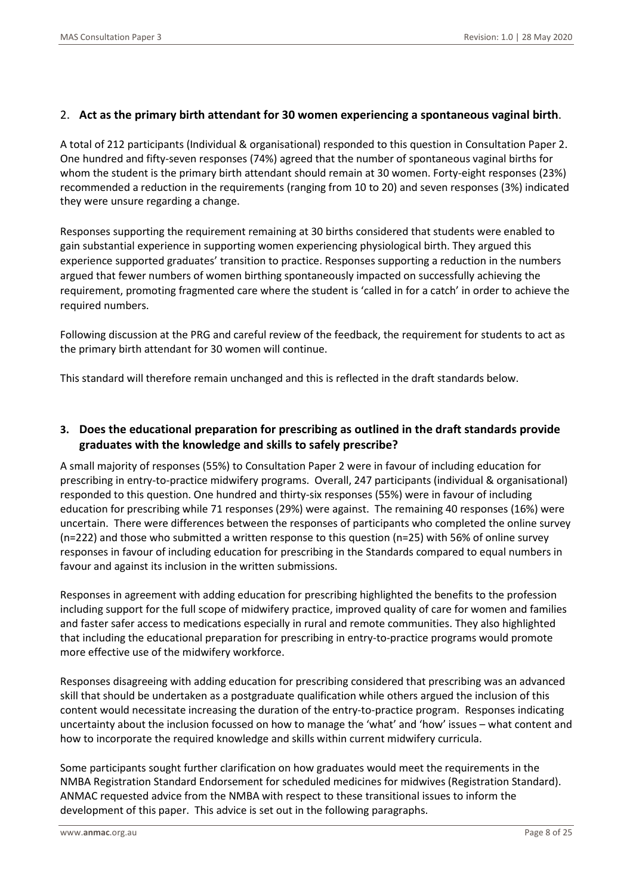## 2. **Act as the primary birth attendant for 30 women experiencing a spontaneous vaginal birth**.

A total of 212 participants (Individual & organisational) responded to this question in Consultation Paper 2. One hundred and fifty-seven responses (74%) agreed that the number of spontaneous vaginal births for whom the student is the primary birth attendant should remain at 30 women. Forty-eight responses (23%) recommended a reduction in the requirements (ranging from 10 to 20) and seven responses (3%) indicated they were unsure regarding a change.

Responses supporting the requirement remaining at 30 births considered that students were enabled to gain substantial experience in supporting women experiencing physiological birth. They argued this experience supported graduates' transition to practice. Responses supporting a reduction in the numbers argued that fewer numbers of women birthing spontaneously impacted on successfully achieving the requirement, promoting fragmented care where the student is 'called in for a catch' in order to achieve the required numbers.

Following discussion at the PRG and careful review of the feedback, the requirement for students to act as the primary birth attendant for 30 women will continue.

This standard will therefore remain unchanged and this is reflected in the draft standards below.

## 3. Does the educational preparation for prescribing as outlined in the draft standards provide graduates with the knowledge and skills to safely prescribe?

A small majority of responses (55%) to Consultation Paper 2 were in favour of including education for prescribing in entry-to-practice midwifery programs. Overall, 247 participants (individual & organisational) responded to this question. One hundred and thirty-six responses (55%) were in favour of including education for prescribing while 71 responses (29%) were against. The remaining 40 responses (16%) were uncertain. There were differences between the responses of participants who completed the online survey (n=222) and those who submitted a written response to this question (n=25) with 56% of online survey responses in favour of including education for prescribing in the Standards compared to equal numbers in favour and against its inclusion in the written submissions.

Responses in agreement with adding education for prescribing highlighted the benefits to the profession including support for the full scope of midwifery practice, improved quality of care for women and families and faster safer access to medications especially in rural and remote communities. They also highlighted that including the educational preparation for prescribing in entry-to-practice programs would promote more effective use of the midwifery workforce.

Responses disagreeing with adding education for prescribing considered that prescribing was an advanced skill that should be undertaken as a postgraduate qualification while others argued the inclusion of this content would necessitate increasing the duration of the entry-to-practice program. Responses indicating uncertainty about the inclusion focussed on how to manage the 'what' and 'how' issues – what content and how to incorporate the required knowledge and skills within current midwifery curricula.

Some participants sought further clarification on how graduates would meet the requirements in the NMBA Registration Standard Endorsement for scheduled medicines for midwives (Registration Standard). ANMAC requested advice from the NMBA with respect to these transitional issues to inform the development of this paper. This advice is set out in the following paragraphs.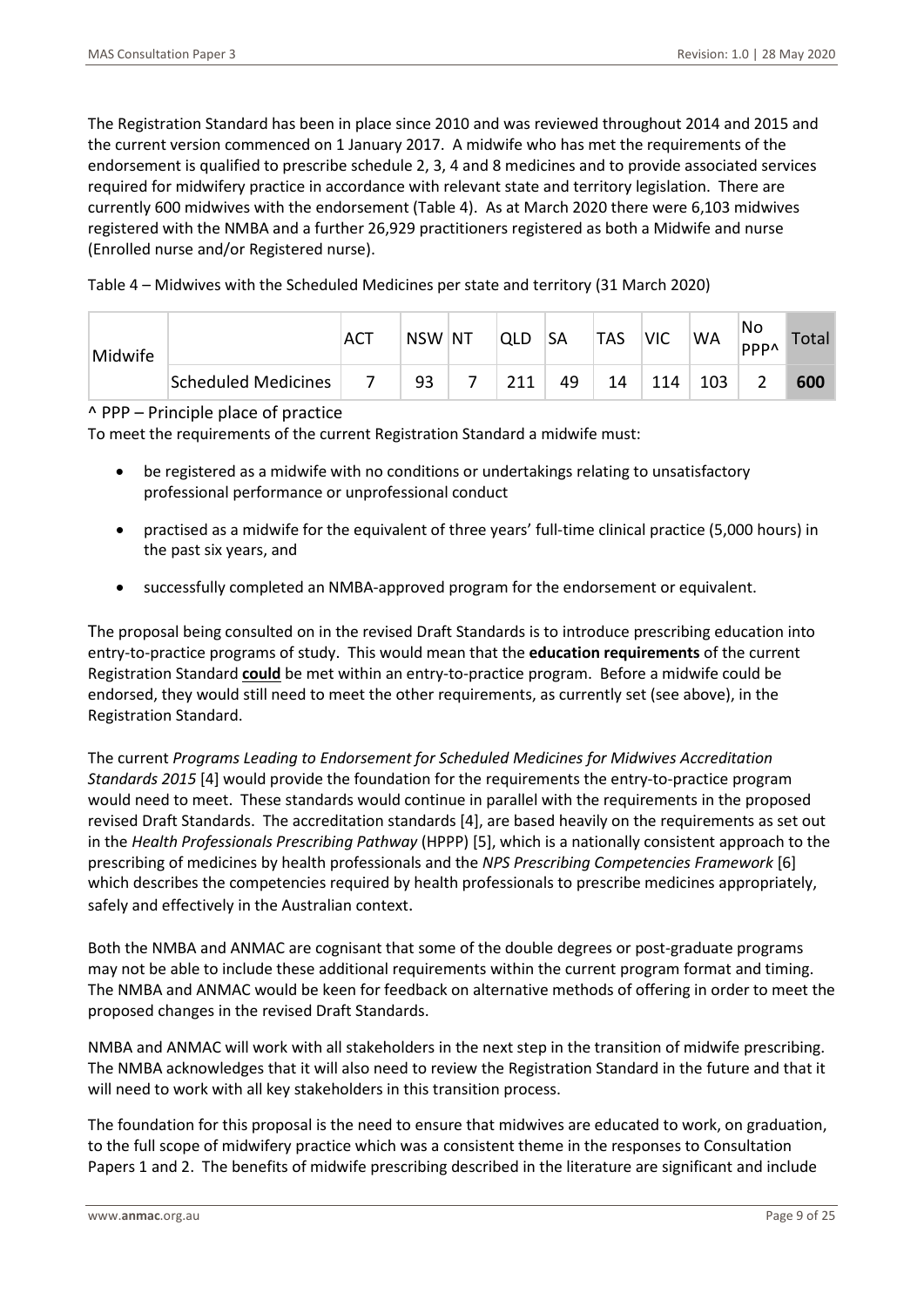The Registration Standard has been in place since 2010 and was reviewed throughout 2014 and 2015 and the current version commenced on 1 January 2017. A midwife who has met the requirements of the endorsement is qualified to prescribe schedule 2, 3, 4 and 8 medicines and to provide associated services required for midwifery practice in accordance with relevant state and territory legislation. There are currently 600 midwives with the endorsement (Table 4). As at March 2020 there were 6,103 midwives registered with the NMBA and a further 26,929 practitioners registered as both a Midwife and nurse (Enrolled nurse and/or Registered nurse).

Table 4 – Midwives with the Scheduled Medicines per state and territory (31 March 2020)

| Midwife | | ACT | NSW | NT | QLD | SA | TAS | VIC | WA | No PPP^ | Total |
|---|---|---|---|---|---|---|---|---|---|---|---|
| | Scheduled Medicines | 7 | 93 | 7 | 211 | 49 | 14 | 114 | 103 | 2 | **600** |

^ PPP – Principle place of practice

To meet the requirements of the current Registration Standard a midwife must:

- be registered as a midwife with no conditions or undertakings relating to unsatisfactory professional performance or unprofessional conduct
- practised as a midwife for the equivalent of three years' full-time clinical practice (5,000 hours) in the past six years, and
- successfully completed an NMBA-approved program for the endorsement or equivalent.

The proposal being consulted on in the revised Draft Standards is to introduce prescribing education into entry-to-practice programs of study. This would mean that the **education requirements** of the current Registration Standard **could** be met within an entry-to-practice program. Before a midwife could be endorsed, they would still need to meet the other requirements, as currently set (see above), in the Registration Standard.

The current *Programs Leading to Endorsement for Scheduled Medicines for Midwives Accreditation Standards 2015* [4] would provide the foundation for the requirements the entry-to-practice program would need to meet. These standards would continue in parallel with the requirements in the proposed revised Draft Standards. The accreditation standards [4], are based heavily on the requirements as set out in the *Health Professionals Prescribing Pathway* (HPPP) [5], which is a nationally consistent approach to the prescribing of medicines by health professionals and the *NPS Prescribing Competencies Framework* [6] which describes the competencies required by health professionals to prescribe medicines appropriately, safely and effectively in the Australian context.

Both the NMBA and ANMAC are cognisant that some of the double degrees or post-graduate programs may not be able to include these additional requirements within the current program format and timing. The NMBA and ANMAC would be keen for feedback on alternative methods of offering in order to meet the proposed changes in the revised Draft Standards.

NMBA and ANMAC will work with all stakeholders in the next step in the transition of midwife prescribing. The NMBA acknowledges that it will also need to review the Registration Standard in the future and that it will need to work with all key stakeholders in this transition process.

The foundation for this proposal is the need to ensure that midwives are educated to work, on graduation, to the full scope of midwifery practice which was a consistent theme in the responses to Consultation Papers 1 and 2. The benefits of midwife prescribing described in the literature are significant and include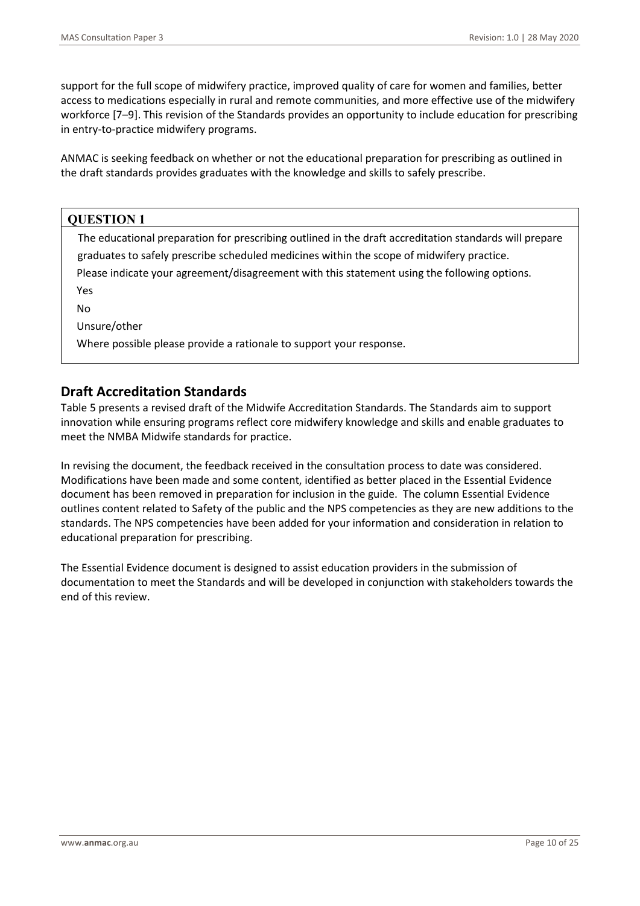support for the full scope of midwifery practice, improved quality of care for women and families, better access to medications especially in rural and remote communities, and more effective use of the midwifery workforce [7–9]. This revision of the Standards provides an opportunity to include education for prescribing in entry-to-practice midwifery programs.

ANMAC is seeking feedback on whether or not the educational preparation for prescribing as outlined in the draft standards provides graduates with the knowledge and skills to safely prescribe.

| **QUESTION 1** |
|---|
| The educational preparation for prescribing outlined in the draft accreditation standards will prepare graduates to safely prescribe scheduled medicines within the scope of midwifery practice.<br>Please indicate your agreement/disagreement with this statement using the following options.<br>Yes<br>No<br>Unsure/other<br>Where possible please provide a rationale to support your response. |

## Draft Accreditation Standards

Table 5 presents a revised draft of the Midwife Accreditation Standards. The Standards aim to support innovation while ensuring programs reflect core midwifery knowledge and skills and enable graduates to meet the NMBA Midwife standards for practice.

In revising the document, the feedback received in the consultation process to date was considered. Modifications have been made and some content, identified as better placed in the Essential Evidence document has been removed in preparation for inclusion in the guide. The column Essential Evidence outlines content related to Safety of the public and the NPS competencies as they are new additions to the standards. The NPS competencies have been added for your information and consideration in relation to educational preparation for prescribing.

The Essential Evidence document is designed to assist education providers in the submission of documentation to meet the Standards and will be developed in conjunction with stakeholders towards the end of this review.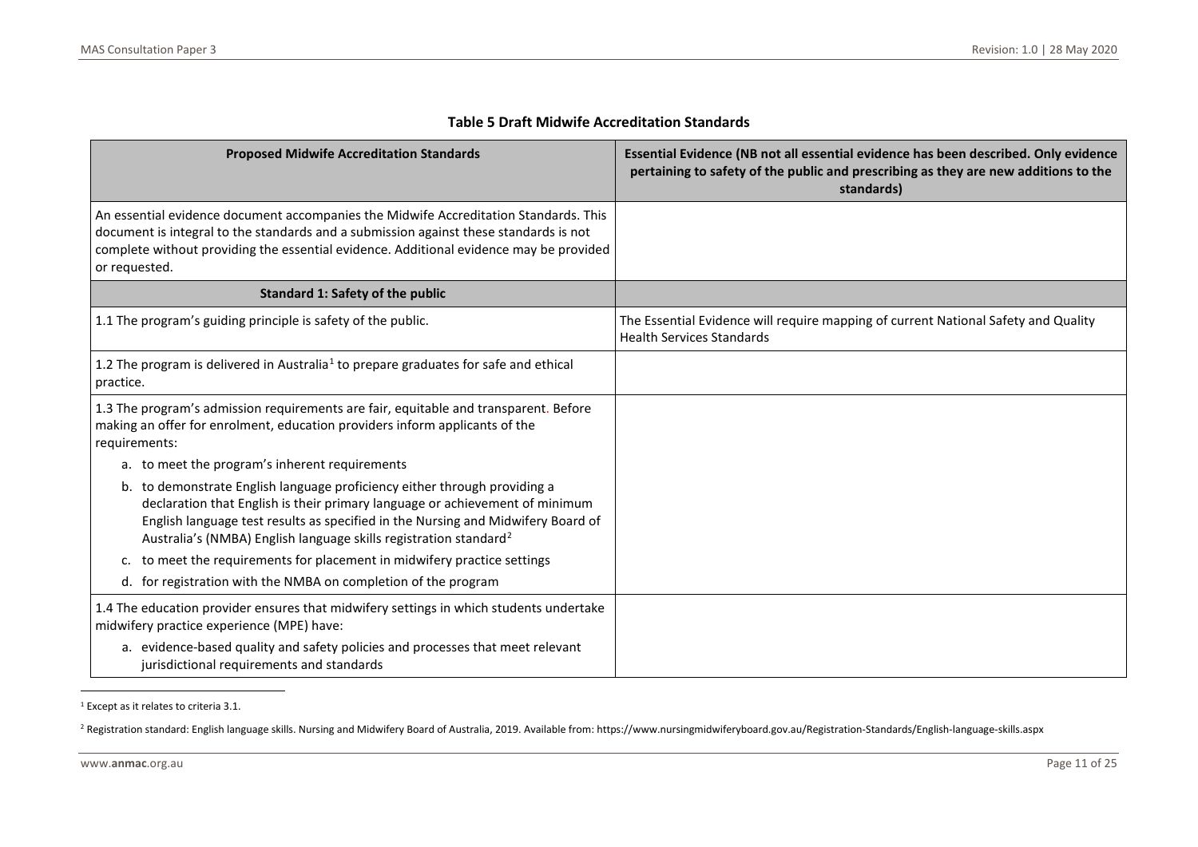**Table 5 Draft Midwife Accreditation Standards**

| Proposed Midwife Accreditation Standards | Essential Evidence (NB not all essential evidence has been described. Only evidence pertaining to safety of the public and prescribing as they are new additions to the standards) |
|---|---|
| An essential evidence document accompanies the Midwife Accreditation Standards. This document is integral to the standards and a submission against these standards is not complete without providing the essential evidence. Additional evidence may be provided or requested. | |
| **Standard 1: Safety of the public** | |
| 1.1 The program's guiding principle is safety of the public. | The Essential Evidence will require mapping of current National Safety and Quality Health Services Standards |
| 1.2 The program is delivered in Australia[1] to prepare graduates for safe and ethical practice. | |
| 1.3 The program's admission requirements are fair, equitable and transparent. Before making an offer for enrolment, education providers inform applicants of the requirements:<br>a. to meet the program's inherent requirements<br>b. to demonstrate English language proficiency either through providing a declaration that English is their primary language or achievement of minimum English language test results as specified in the Nursing and Midwifery Board of Australia's (NMBA) English language skills registration standard[2]<br>c. to meet the requirements for placement in midwifery practice settings<br>d. for registration with the NMBA on completion of the program | |
| 1.4 The education provider ensures that midwifery settings in which students undertake midwifery practice experience (MPE) have:<br>a. evidence-based quality and safety policies and processes that meet relevant jurisdictional requirements and standards | |

[1] Except as it relates to criteria 3.1.

[2] Registration standard: English language skills. Nursing and Midwifery Board of Australia, 2019. Available from: https://www.nursingmidwiferyboard.gov.au/Registration-Standards/English-language-skills.aspx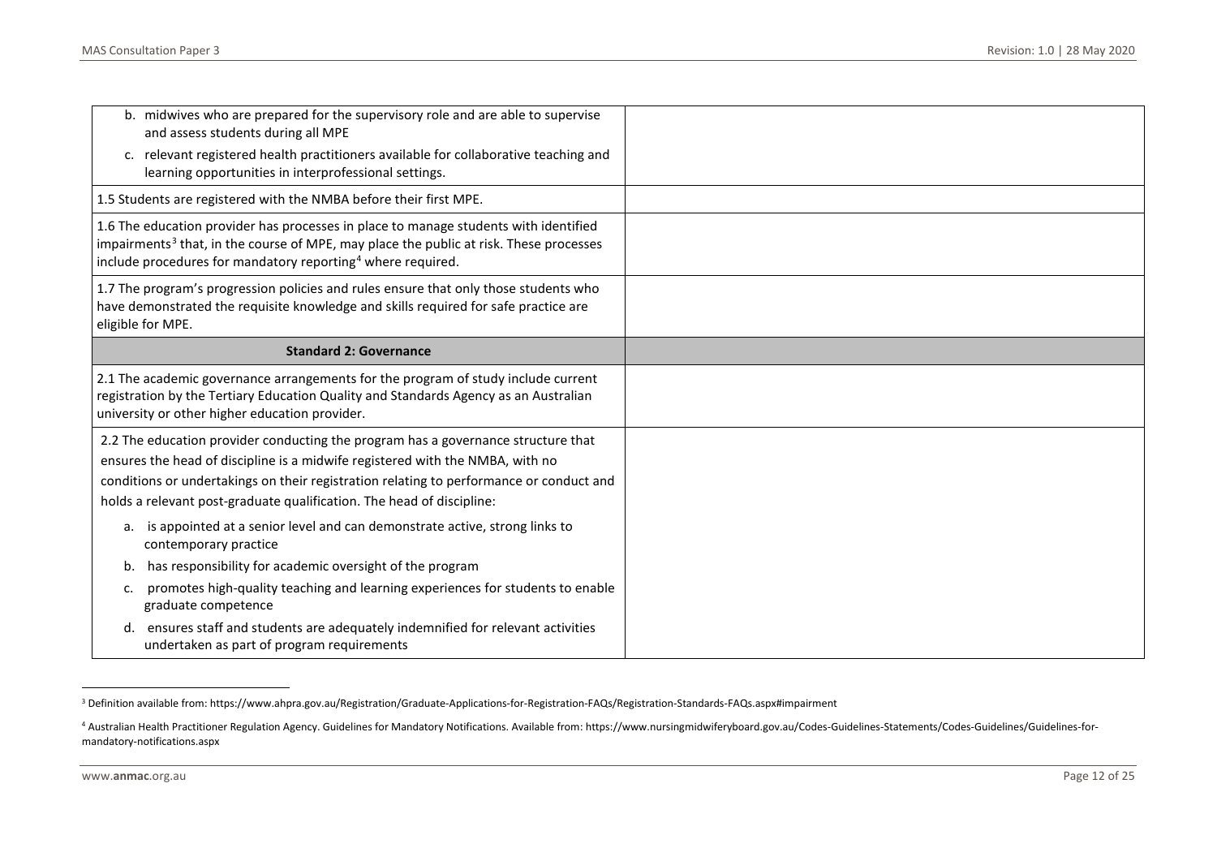| | |
|---|---|
| b. midwives who are prepared for the supervisory role and are able to supervise and assess students during all MPE<br>c. relevant registered health practitioners available for collaborative teaching and learning opportunities in interprofessional settings. | |
| 1.5 Students are registered with the NMBA before their first MPE. | |
| 1.6 The education provider has processes in place to manage students with identified impairments[3] that, in the course of MPE, may place the public at risk. These processes include procedures for mandatory reporting[4] where required. | |
| 1.7 The program's progression policies and rules ensure that only those students who have demonstrated the requisite knowledge and skills required for safe practice are eligible for MPE. | |
| **Standard 2: Governance** | |
| 2.1 The academic governance arrangements for the program of study include current registration by the Tertiary Education Quality and Standards Agency as an Australian university or other higher education provider. | |
| 2.2 The education provider conducting the program has a governance structure that ensures the head of discipline is a midwife registered with the NMBA, with no conditions or undertakings on their registration relating to performance or conduct and holds a relevant post-graduate qualification. The head of discipline:<br>a. is appointed at a senior level and can demonstrate active, strong links to contemporary practice<br>b. has responsibility for academic oversight of the program<br>c. promotes high-quality teaching and learning experiences for students to enable graduate competence<br>d. ensures staff and students are adequately indemnified for relevant activities undertaken as part of program requirements | |

[3] Definition available from: https://www.ahpra.gov.au/Registration/Graduate-Applications-for-Registration-FAQs/Registration-Standards-FAQs.aspx#impairment

[4] Australian Health Practitioner Regulation Agency. Guidelines for Mandatory Notifications. Available from: https://www.nursingmidwiferyboard.gov.au/Codes-Guidelines-Statements/Codes-Guidelines/Guidelines-for-mandatory-notifications.aspx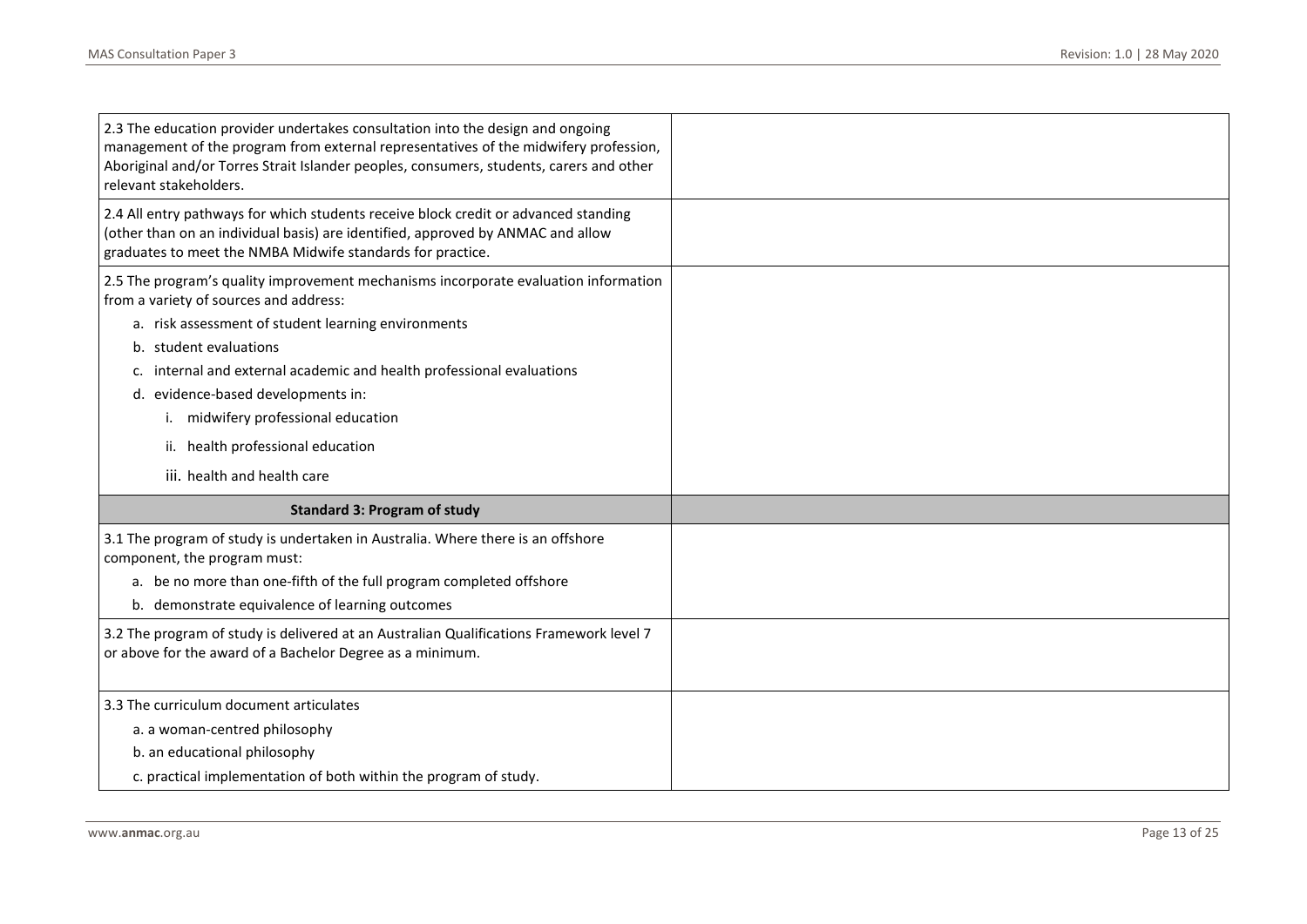| | |
|---|---|
| 2.3 The education provider undertakes consultation into the design and ongoing management of the program from external representatives of the midwifery profession, Aboriginal and/or Torres Strait Islander peoples, consumers, students, carers and other relevant stakeholders. | |
| 2.4 All entry pathways for which students receive block credit or advanced standing (other than on an individual basis) are identified, approved by ANMAC and allow graduates to meet the NMBA Midwife standards for practice. | |
| 2.5 The program's quality improvement mechanisms incorporate evaluation information from a variety of sources and address:<br>a. risk assessment of student learning environments<br>b. student evaluations<br>c. internal and external academic and health professional evaluations<br>d. evidence-based developments in:<br>i. midwifery professional education<br>ii. health professional education<br>iii. health and health care | |
| **Standard 3: Program of study** | |
| 3.1 The program of study is undertaken in Australia. Where there is an offshore component, the program must:<br>a. be no more than one-fifth of the full program completed offshore<br>b. demonstrate equivalence of learning outcomes | |
| 3.2 The program of study is delivered at an Australian Qualifications Framework level 7 or above for the award of a Bachelor Degree as a minimum. | |
| 3.3 The curriculum document articulates<br>a. a woman-centred philosophy<br>b. an educational philosophy<br>c. practical implementation of both within the program of study. | |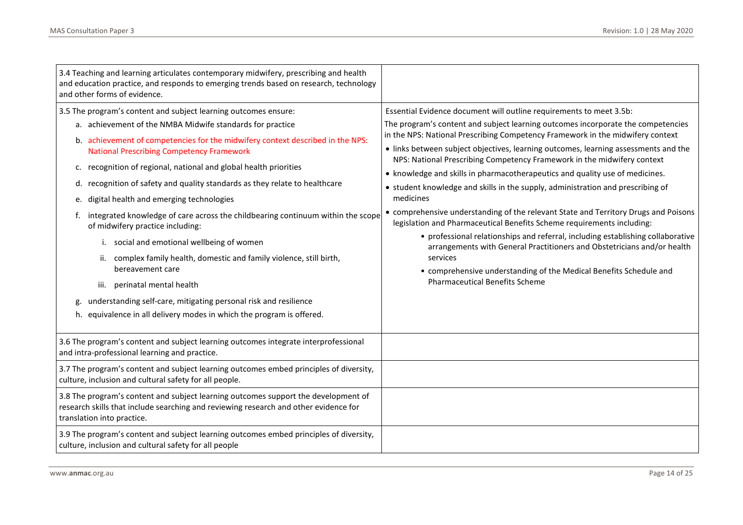| | |
|---|---|
| 3.4 Teaching and learning articulates contemporary midwifery, prescribing and health and education practice, and responds to emerging trends based on research, technology and other forms of evidence. | |
| 3.5 The program's content and subject learning outcomes ensure:<br>a. achievement of the NMBA Midwife standards for practice<br>b. achievement of competencies for the midwifery context described in the NPS: National Prescribing Competency Framework<br>c. recognition of regional, national and global health priorities<br>d. recognition of safety and quality standards as they relate to healthcare<br>e. digital health and emerging technologies<br>f. integrated knowledge of care across the childbearing continuum within the scope of midwifery practice including:<br>&nbsp;&nbsp;&nbsp;i. social and emotional wellbeing of women<br>&nbsp;&nbsp;&nbsp;ii. complex family health, domestic and family violence, still birth, bereavement care<br>&nbsp;&nbsp;&nbsp;iii. perinatal mental health<br>g. understanding self-care, mitigating personal risk and resilience<br>h. equivalence in all delivery modes in which the program is offered. | Essential Evidence document will outline requirements to meet 3.5b:<br>The program's content and subject learning outcomes incorporate the competencies in the NPS: National Prescribing Competency Framework in the midwifery context<br>• links between subject objectives, learning outcomes, learning assessments and the NPS: National Prescribing Competency Framework in the midwifery context<br>• knowledge and skills in pharmacotherapeutics and quality use of medicines.<br>• student knowledge and skills in the supply, administration and prescribing of medicines<br>• comprehensive understanding of the relevant State and Territory Drugs and Poisons legislation and Pharmaceutical Benefits Scheme requirements including:<br>&nbsp;&nbsp;&nbsp;• professional relationships and referral, including establishing collaborative arrangements with General Practitioners and Obstetricians and/or health services<br>&nbsp;&nbsp;&nbsp;• comprehensive understanding of the Medical Benefits Schedule and Pharmaceutical Benefits Scheme |
| 3.6 The program's content and subject learning outcomes integrate interprofessional and intra-professional learning and practice. | |
| 3.7 The program's content and subject learning outcomes embed principles of diversity, culture, inclusion and cultural safety for all people. | |
| 3.8 The program's content and subject learning outcomes support the development of research skills that include searching and reviewing research and other evidence for translation into practice. | |
| 3.9 The program's content and subject learning outcomes embed principles of diversity, culture, inclusion and cultural safety for all people | |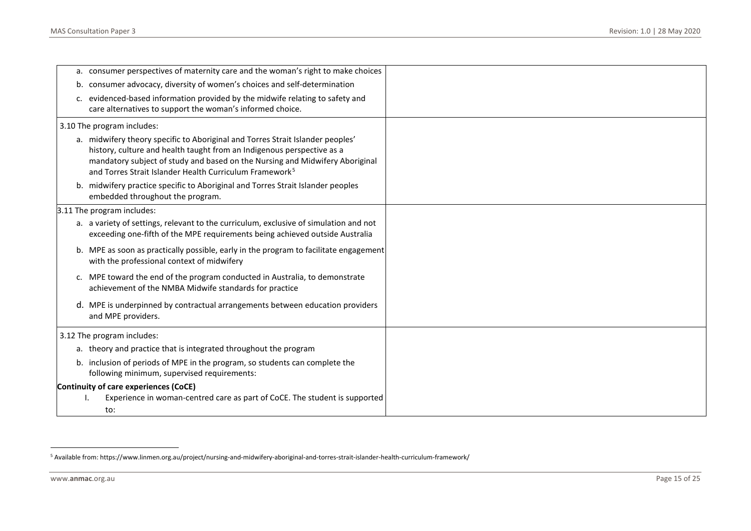| | |
|---|---|
| a. consumer perspectives of maternity care and the woman's right to make choices<br>b. consumer advocacy, diversity of women's choices and self-determination<br>c. evidenced-based information provided by the midwife relating to safety and care alternatives to support the woman's informed choice. | |
| 3.10 The program includes:<br>a. midwifery theory specific to Aboriginal and Torres Strait Islander peoples' history, culture and health taught from an Indigenous perspective as a mandatory subject of study and based on the Nursing and Midwifery Aboriginal and Torres Strait Islander Health Curriculum Framework[5]<br>b. midwifery practice specific to Aboriginal and Torres Strait Islander peoples embedded throughout the program. | |
| 3.11 The program includes:<br>a. a variety of settings, relevant to the curriculum, exclusive of simulation and not exceeding one-fifth of the MPE requirements being achieved outside Australia<br>b. MPE as soon as practically possible, early in the program to facilitate engagement with the professional context of midwifery<br>c. MPE toward the end of the program conducted in Australia, to demonstrate achievement of the NMBA Midwife standards for practice<br>d. MPE is underpinned by contractual arrangements between education providers and MPE providers. | |
| 3.12 The program includes:<br>a. theory and practice that is integrated throughout the program<br>b. inclusion of periods of MPE in the program, so students can complete the following minimum, supervised requirements:<br>**Continuity of care experiences (CoCE)**<br>I. Experience in woman-centred care as part of CoCE. The student is supported to: | |

[5] Available from: https://www.linmen.org.au/project/nursing-and-midwifery-aboriginal-and-torres-strait-islander-health-curriculum-framework/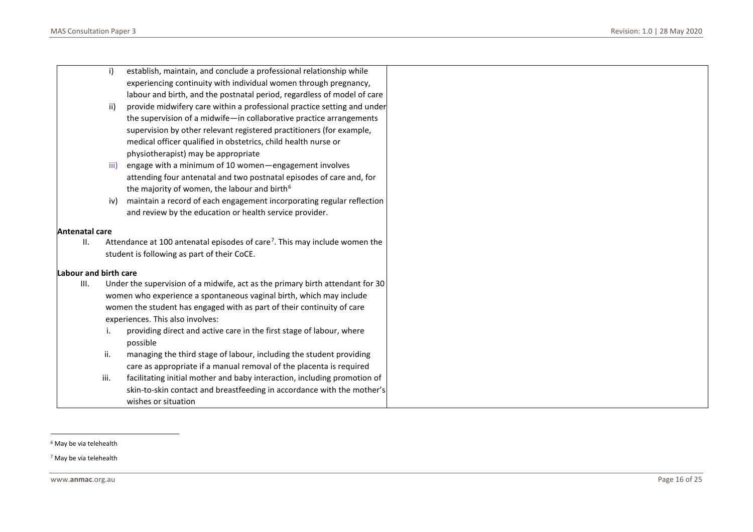| | |
|---|---|
| i) establish, maintain, and conclude a professional relationship while experiencing continuity with individual women through pregnancy, labour and birth, and the postnatal period, regardless of model of care<br>ii) provide midwifery care within a professional practice setting and under the supervision of a midwife—in collaborative practice arrangements supervision by other relevant registered practitioners (for example, medical officer qualified in obstetrics, child health nurse or physiotherapist) may be appropriate<br>iii) engage with a minimum of 10 women—engagement involves attending four antenatal and two postnatal episodes of care and, for the majority of women, the labour and birth[6]<br>iv) maintain a record of each engagement incorporating regular reflection and review by the education or health service provider.<br><br>**Antenatal care**<br>II. Attendance at 100 antenatal episodes of care[7]. This may include women the student is following as part of their CoCE.<br><br>**Labour and birth care**<br>III. Under the supervision of a midwife, act as the primary birth attendant for 30 women who experience a spontaneous vaginal birth, which may include women the student has engaged with as part of their continuity of care experiences. This also involves:<br>i. providing direct and active care in the first stage of labour, where possible<br>ii. managing the third stage of labour, including the student providing care as appropriate if a manual removal of the placenta is required<br>iii. facilitating initial mother and baby interaction, including promotion of skin-to-skin contact and breastfeeding in accordance with the mother's wishes or situation | |

[6] May be via telehealth

[7] May be via telehealth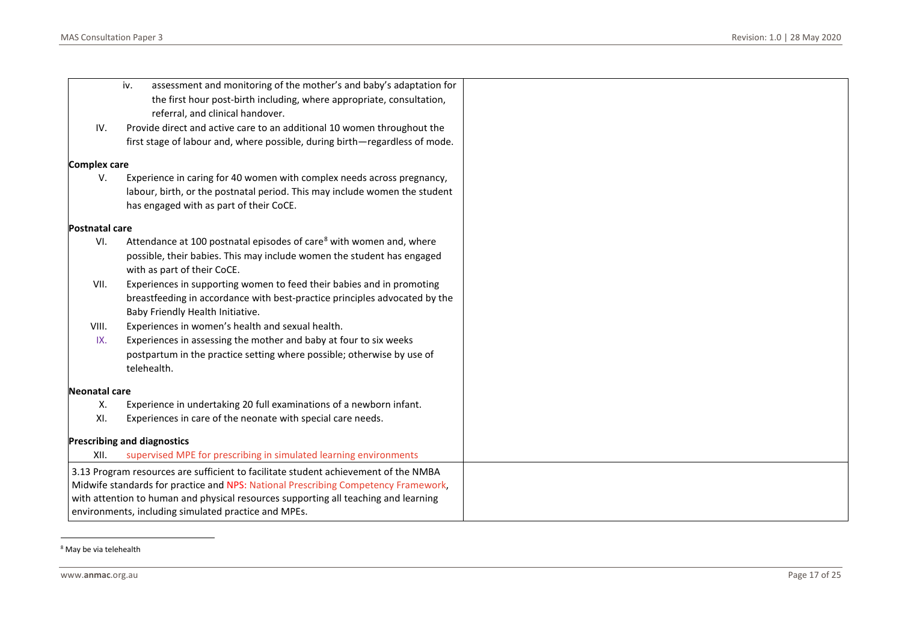| | |
|---|---|
| iv. assessment and monitoring of the mother's and baby's adaptation for the first hour post-birth including, where appropriate, consultation, referral, and clinical handover.<br><br>IV. Provide direct and active care to an additional 10 women throughout the first stage of labour and, where possible, during birth—regardless of mode.<br><br>**Complex care**<br><br>V. Experience in caring for 40 women with complex needs across pregnancy, labour, birth, or the postnatal period. This may include women the student has engaged with as part of their CoCE.<br><br>**Postnatal care**<br><br>VI. Attendance at 100 postnatal episodes of care[8] with women and, where possible, their babies. This may include women the student has engaged with as part of their CoCE.<br><br>VII. Experiences in supporting women to feed their babies and in promoting breastfeeding in accordance with best-practice principles advocated by the Baby Friendly Health Initiative.<br><br>VIII. Experiences in women's health and sexual health.<br><br>IX. Experiences in assessing the mother and baby at four to six weeks postpartum in the practice setting where possible; otherwise by use of telehealth.<br><br>**Neonatal care**<br><br>X. Experience in undertaking 20 full examinations of a newborn infant.<br><br>XI. Experiences in care of the neonate with special care needs.<br><br>**Prescribing and diagnostics**<br><br>XII. supervised MPE for prescribing in simulated learning environments | |
| 3.13 Program resources are sufficient to facilitate student achievement of the NMBA Midwife standards for practice and NPS: National Prescribing Competency Framework, with attention to human and physical resources supporting all teaching and learning environments, including simulated practice and MPEs. | |

[8] May be via telehealth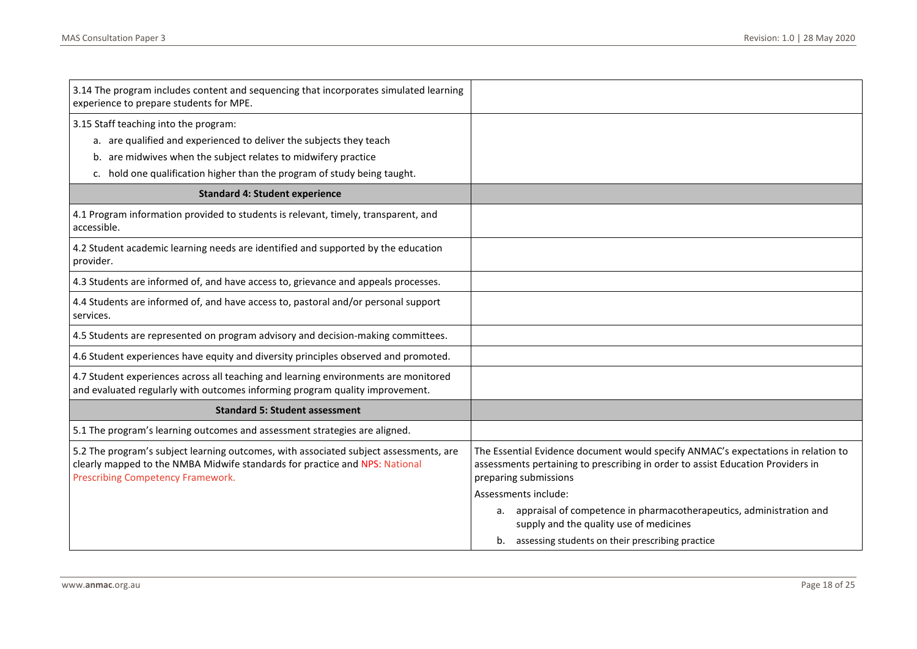| | |
|---|---|
| 3.14 The program includes content and sequencing that incorporates simulated learning experience to prepare students for MPE. | |
| 3.15 Staff teaching into the program:<br>a. are qualified and experienced to deliver the subjects they teach<br>b. are midwives when the subject relates to midwifery practice<br>c. hold one qualification higher than the program of study being taught. | |
| **Standard 4: Student experience** | |
| 4.1 Program information provided to students is relevant, timely, transparent, and accessible. | |
| 4.2 Student academic learning needs are identified and supported by the education provider. | |
| 4.3 Students are informed of, and have access to, grievance and appeals processes. | |
| 4.4 Students are informed of, and have access to, pastoral and/or personal support services. | |
| 4.5 Students are represented on program advisory and decision-making committees. | |
| 4.6 Student experiences have equity and diversity principles observed and promoted. | |
| 4.7 Student experiences across all teaching and learning environments are monitored and evaluated regularly with outcomes informing program quality improvement. | |
| **Standard 5: Student assessment** | |
| 5.1 The program's learning outcomes and assessment strategies are aligned. | |
| 5.2 The program's subject learning outcomes, with associated subject assessments, are clearly mapped to the NMBA Midwife standards for practice and NPS: National Prescribing Competency Framework. | The Essential Evidence document would specify ANMAC's expectations in relation to assessments pertaining to prescribing in order to assist Education Providers in preparing submissions<br>Assessments include:<br>a. appraisal of competence in pharmacotherapeutics, administration and supply and the quality use of medicines<br>b. assessing students on their prescribing practice |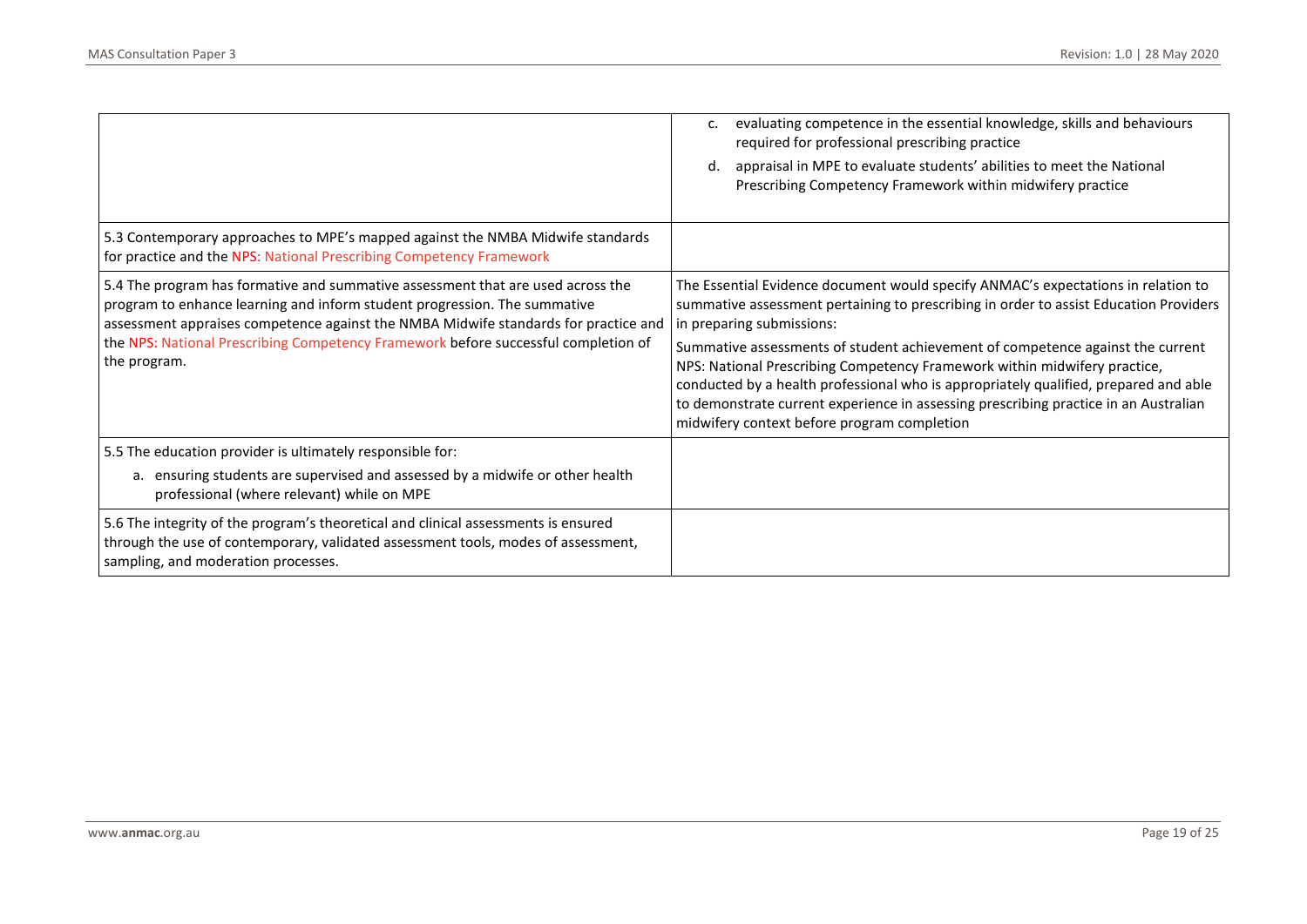| | |
|---|---|
| | c. evaluating competence in the essential knowledge, skills and behaviours required for professional prescribing practice<br>d. appraisal in MPE to evaluate students' abilities to meet the National Prescribing Competency Framework within midwifery practice |
| 5.3 Contemporary approaches to MPE's mapped against the NMBA Midwife standards for practice and the NPS: National Prescribing Competency Framework | |
| 5.4 The program has formative and summative assessment that are used across the program to enhance learning and inform student progression. The summative assessment appraises competence against the NMBA Midwife standards for practice and the NPS: National Prescribing Competency Framework before successful completion of the program. | The Essential Evidence document would specify ANMAC's expectations in relation to summative assessment pertaining to prescribing in order to assist Education Providers in preparing submissions:<br>Summative assessments of student achievement of competence against the current NPS: National Prescribing Competency Framework within midwifery practice, conducted by a health professional who is appropriately qualified, prepared and able to demonstrate current experience in assessing prescribing practice in an Australian midwifery context before program completion |
| 5.5 The education provider is ultimately responsible for:<br>a. ensuring students are supervised and assessed by a midwife or other health professional (where relevant) while on MPE | |
| 5.6 The integrity of the program's theoretical and clinical assessments is ensured through the use of contemporary, validated assessment tools, modes of assessment, sampling, and moderation processes. | |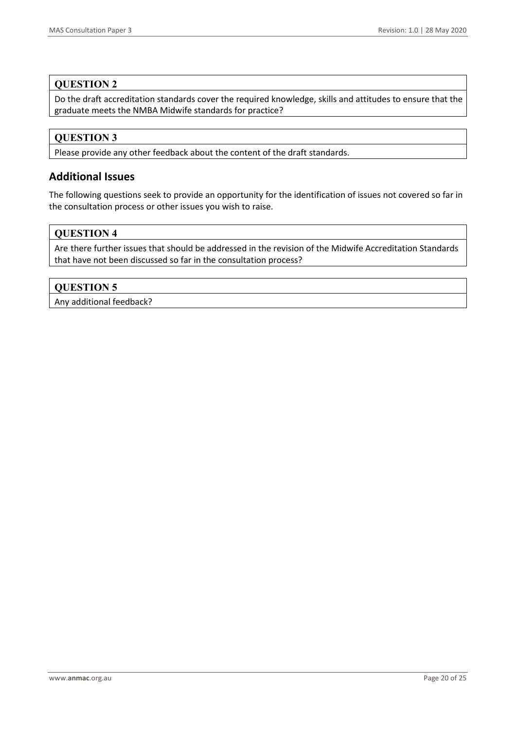**QUESTION 2**

Do the draft accreditation standards cover the required knowledge, skills and attitudes to ensure that the graduate meets the NMBA Midwife standards for practice?

**QUESTION 3**

Please provide any other feedback about the content of the draft standards.

## Additional Issues

The following questions seek to provide an opportunity for the identification of issues not covered so far in the consultation process or other issues you wish to raise.

**QUESTION 4**

Are there further issues that should be addressed in the revision of the Midwife Accreditation Standards that have not been discussed so far in the consultation process?

**QUESTION 5**

Any additional feedback?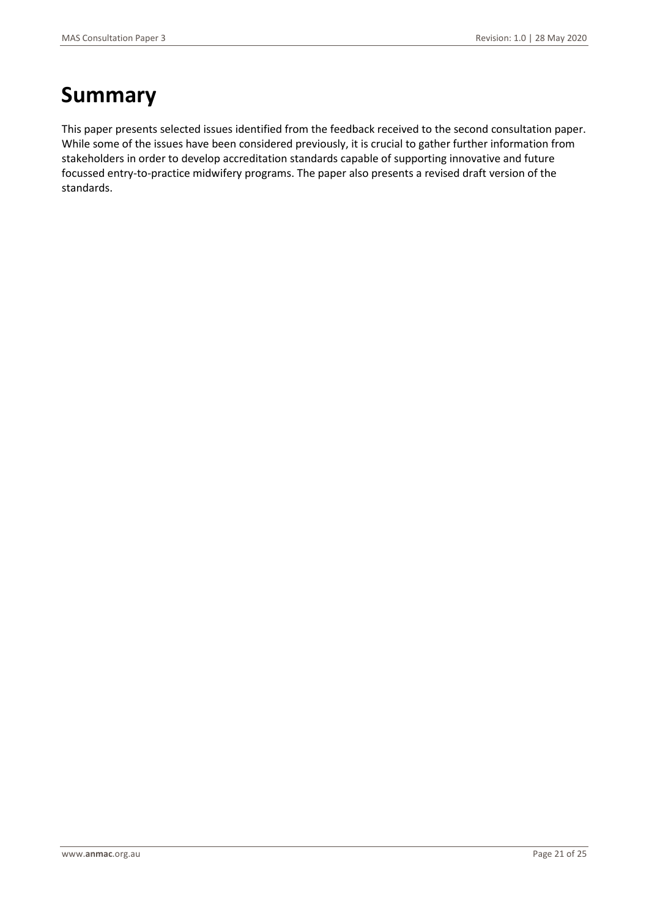# Summary

This paper presents selected issues identified from the feedback received to the second consultation paper. While some of the issues have been considered previously, it is crucial to gather further information from stakeholders in order to develop accreditation standards capable of supporting innovative and future focussed entry-to-practice midwifery programs. The paper also presents a revised draft version of the standards.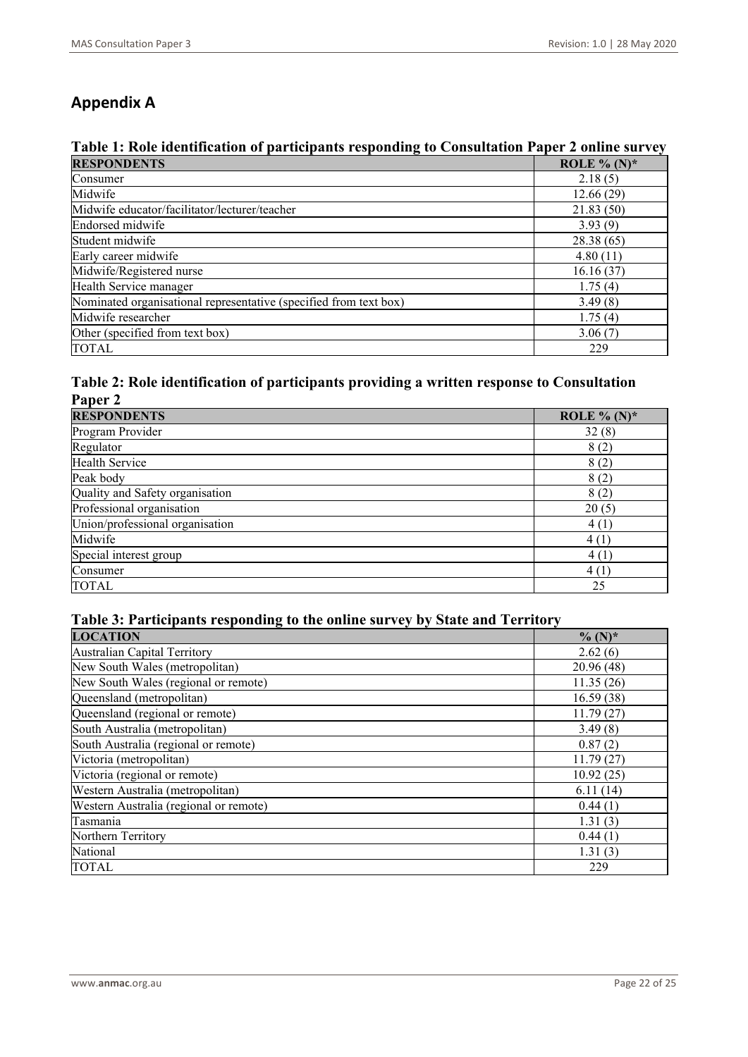# Appendix A

### Table 1: Role identification of participants responding to Consultation Paper 2 online survey

| RESPONDENTS | ROLE % (N)* |
|---|---|
| Consumer | 2.18 (5) |
| Midwife | 12.66 (29) |
| Midwife educator/facilitator/lecturer/teacher | 21.83 (50) |
| Endorsed midwife | 3.93 (9) |
| Student midwife | 28.38 (65) |
| Early career midwife | 4.80 (11) |
| Midwife/Registered nurse | 16.16 (37) |
| Health Service manager | 1.75 (4) |
| Nominated organisational representative (specified from text box) | 3.49 (8) |
| Midwife researcher | 1.75 (4) |
| Other (specified from text box) | 3.06 (7) |
| TOTAL | 229 |

### Table 2: Role identification of participants providing a written response to Consultation Paper 2

| RESPONDENTS | ROLE % (N)* |
|---|---|
| Program Provider | 32 (8) |
| Regulator | 8 (2) |
| Health Service | 8 (2) |
| Peak body | 8 (2) |
| Quality and Safety organisation | 8 (2) |
| Professional organisation | 20 (5) |
| Union/professional organisation | 4 (1) |
| Midwife | 4 (1) |
| Special interest group | 4 (1) |
| Consumer | 4 (1) |
| TOTAL | 25 |

### Table 3: Participants responding to the online survey by State and Territory

| LOCATION | % (N)* |
|---|---|
| Australian Capital Territory | 2.62 (6) |
| New South Wales (metropolitan) | 20.96 (48) |
| New South Wales (regional or remote) | 11.35 (26) |
| Queensland (metropolitan) | 16.59 (38) |
| Queensland (regional or remote) | 11.79 (27) |
| South Australia (metropolitan) | 3.49 (8) |
| South Australia (regional or remote) | 0.87 (2) |
| Victoria (metropolitan) | 11.79 (27) |
| Victoria (regional or remote) | 10.92 (25) |
| Western Australia (metropolitan) | 6.11 (14) |
| Western Australia (regional or remote) | 0.44 (1) |
| Tasmania | 1.31 (3) |
| Northern Territory | 0.44 (1) |
| National | 1.31 (3) |
| TOTAL | 229 |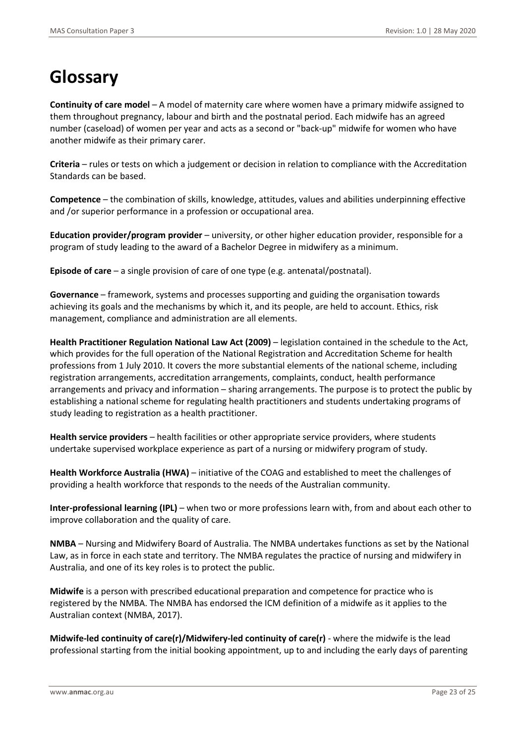# Glossary

**Continuity of care model** – A model of maternity care where women have a primary midwife assigned to them throughout pregnancy, labour and birth and the postnatal period. Each midwife has an agreed number (caseload) of women per year and acts as a second or "back-up" midwife for women who have another midwife as their primary carer.

**Criteria** – rules or tests on which a judgement or decision in relation to compliance with the Accreditation Standards can be based.

**Competence** – the combination of skills, knowledge, attitudes, values and abilities underpinning effective and /or superior performance in a profession or occupational area.

**Education provider/program provider** – university, or other higher education provider, responsible for a program of study leading to the award of a Bachelor Degree in midwifery as a minimum.

**Episode of care** – a single provision of care of one type (e.g. antenatal/postnatal).

**Governance** – framework, systems and processes supporting and guiding the organisation towards achieving its goals and the mechanisms by which it, and its people, are held to account. Ethics, risk management, compliance and administration are all elements.

**Health Practitioner Regulation National Law Act (2009)** – legislation contained in the schedule to the Act, which provides for the full operation of the National Registration and Accreditation Scheme for health professions from 1 July 2010. It covers the more substantial elements of the national scheme, including registration arrangements, accreditation arrangements, complaints, conduct, health performance arrangements and privacy and information – sharing arrangements. The purpose is to protect the public by establishing a national scheme for regulating health practitioners and students undertaking programs of study leading to registration as a health practitioner.

**Health service providers** – health facilities or other appropriate service providers, where students undertake supervised workplace experience as part of a nursing or midwifery program of study.

**Health Workforce Australia (HWA)** – initiative of the COAG and established to meet the challenges of providing a health workforce that responds to the needs of the Australian community.

**Inter-professional learning (IPL)** – when two or more professions learn with, from and about each other to improve collaboration and the quality of care.

**NMBA** – Nursing and Midwifery Board of Australia. The NMBA undertakes functions as set by the National Law, as in force in each state and territory. The NMBA regulates the practice of nursing and midwifery in Australia, and one of its key roles is to protect the public.

**Midwife** is a person with prescribed educational preparation and competence for practice who is registered by the NMBA. The NMBA has endorsed the ICM definition of a midwife as it applies to the Australian context (NMBA, 2017).

**Midwife-led continuity of care(r)/Midwifery-led continuity of care(r)** - where the midwife is the lead professional starting from the initial booking appointment, up to and including the early days of parenting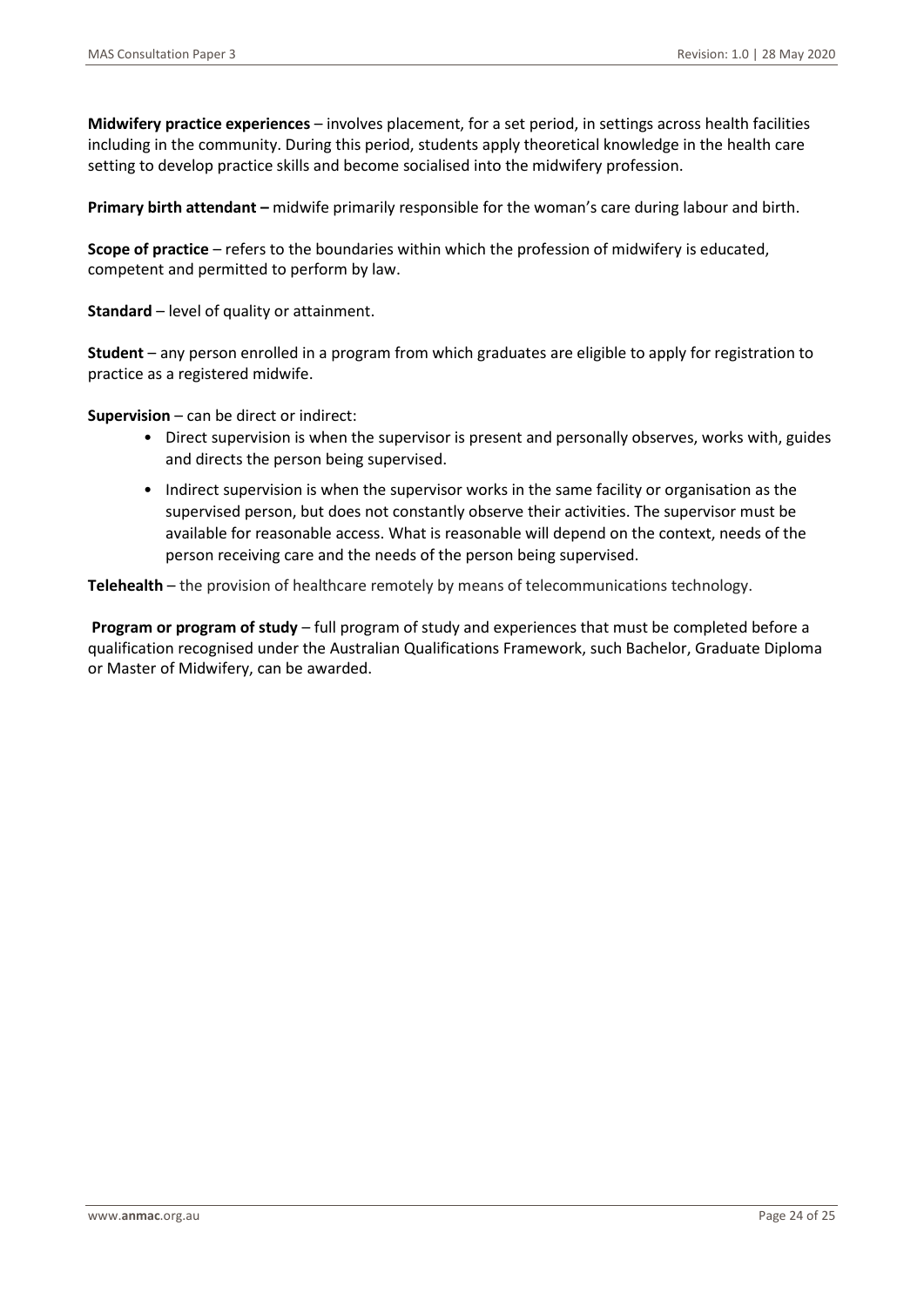**Midwifery practice experiences** – involves placement, for a set period, in settings across health facilities including in the community. During this period, students apply theoretical knowledge in the health care setting to develop practice skills and become socialised into the midwifery profession.

**Primary birth attendant –** midwife primarily responsible for the woman's care during labour and birth.

**Scope of practice** – refers to the boundaries within which the profession of midwifery is educated, competent and permitted to perform by law.

**Standard** – level of quality or attainment.

**Student** – any person enrolled in a program from which graduates are eligible to apply for registration to practice as a registered midwife.

**Supervision** – can be direct or indirect:

- Direct supervision is when the supervisor is present and personally observes, works with, guides and directs the person being supervised.
- Indirect supervision is when the supervisor works in the same facility or organisation as the supervised person, but does not constantly observe their activities. The supervisor must be available for reasonable access. What is reasonable will depend on the context, needs of the person receiving care and the needs of the person being supervised.

**Telehealth** – the provision of healthcare remotely by means of telecommunications technology.

**Program or program of study** – full program of study and experiences that must be completed before a qualification recognised under the Australian Qualifications Framework, such Bachelor, Graduate Diploma or Master of Midwifery, can be awarded.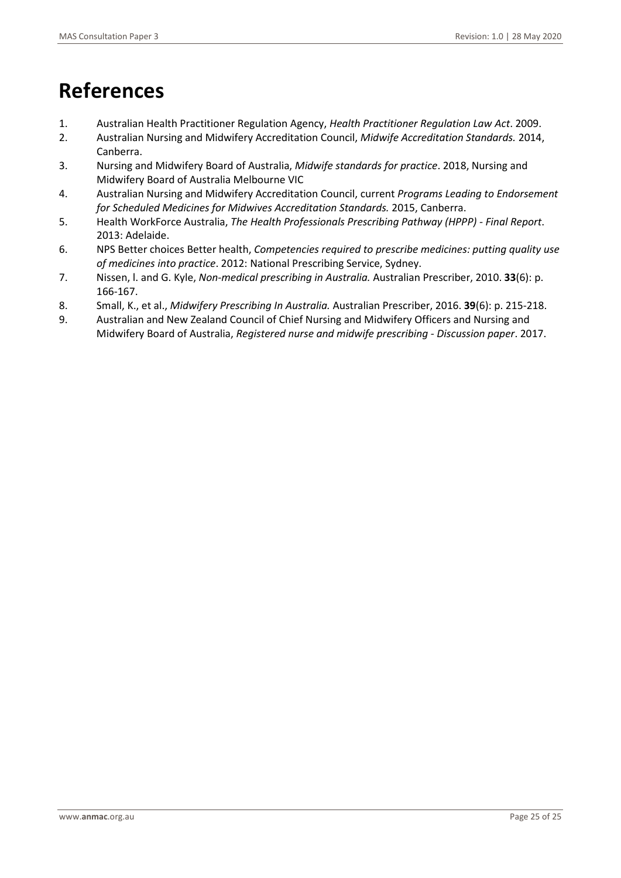# References

1. Australian Health Practitioner Regulation Agency, *Health Practitioner Regulation Law Act*. 2009.
2. Australian Nursing and Midwifery Accreditation Council, *Midwife Accreditation Standards.* 2014, Canberra.
3. Nursing and Midwifery Board of Australia, *Midwife standards for practice*. 2018, Nursing and Midwifery Board of Australia Melbourne VIC
4. Australian Nursing and Midwifery Accreditation Council, current *Programs Leading to Endorsement for Scheduled Medicines for Midwives Accreditation Standards.* 2015, Canberra.
5. Health WorkForce Australia, *The Health Professionals Prescribing Pathway (HPPP) - Final Report*. 2013: Adelaide.
6. NPS Better choices Better health, *Competencies required to prescribe medicines: putting quality use of medicines into practice*. 2012: National Prescribing Service, Sydney.
7. Nissen, l. and G. Kyle, *Non-medical prescribing in Australia.* Australian Prescriber, 2010. **33**(6): p. 166-167.
8. Small, K., et al., *Midwifery Prescribing In Australia.* Australian Prescriber, 2016. **39**(6): p. 215-218.
9. Australian and New Zealand Council of Chief Nursing and Midwifery Officers and Nursing and Midwifery Board of Australia, *Registered nurse and midwife prescribing - Discussion paper*. 2017.